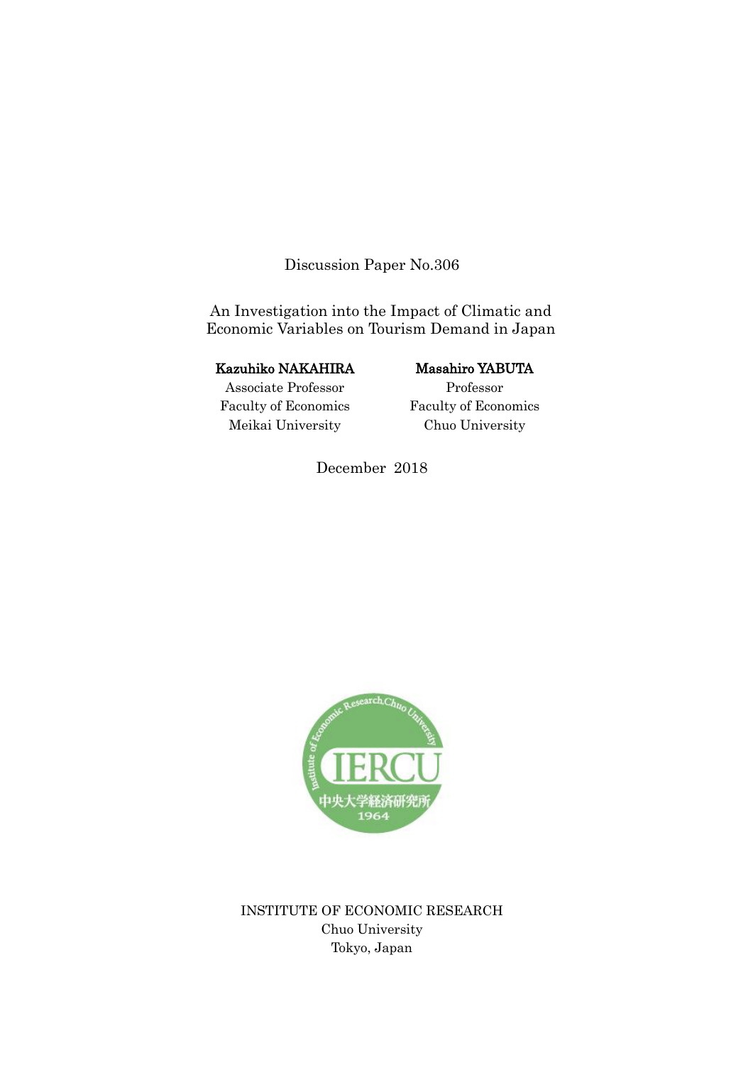Discussion Paper No.306

# An Investigation into the Impact of Climatic and Economic Variables on Tourism Demand in Japan

**Kazuhiko NAKAHIRA**
Associate Professor
Faculty of Economics
Meikai University

**Masahiro YABUTA**
Professor
Faculty of Economics
Chuo University

December 2018

INSTITUTE OF ECONOMIC RESEARCH
Chuo University
Tokyo, Japan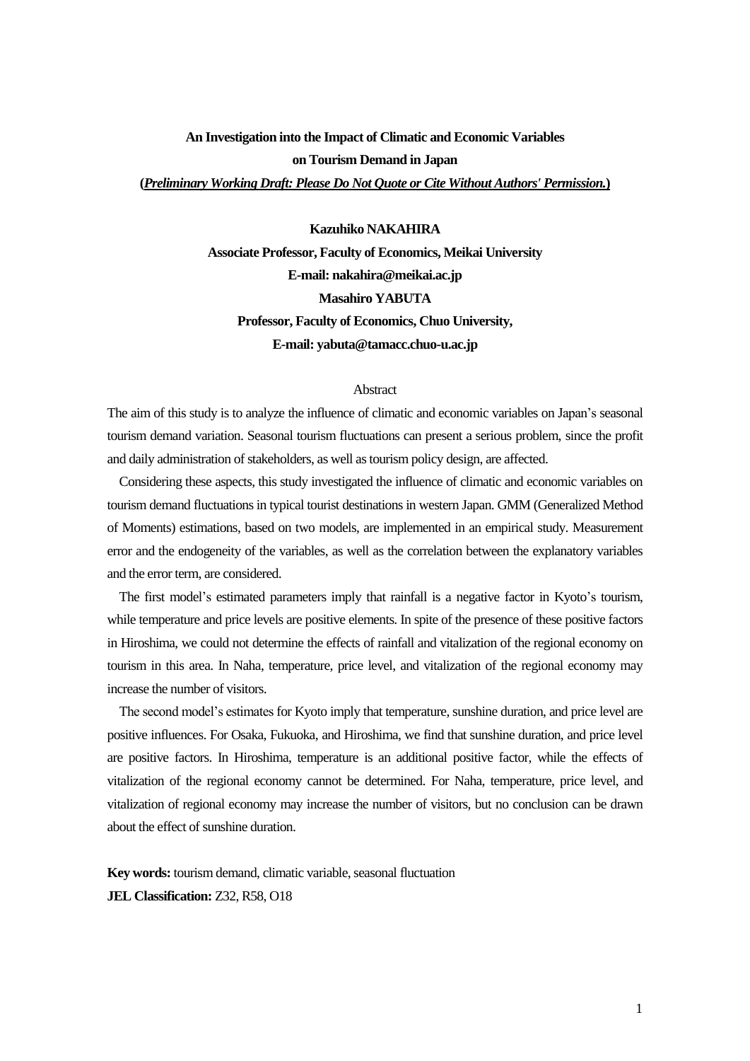**An Investigation into the Impact of Climatic and Economic Variables on Tourism Demand in Japan**

**(*Preliminary Working Draft: Please Do Not Quote or Cite Without Authors' Permission.*)**

**Kazuhiko NAKAHIRA**

**Associate Professor, Faculty of Economics, Meikai University**

**E-mail: nakahira@meikai.ac.jp**

**Masahiro YABUTA**

**Professor, Faculty of Economics, Chuo University,**

**E-mail: yabuta@tamacc.chuo-u.ac.jp**

Abstract

The aim of this study is to analyze the influence of climatic and economic variables on Japan's seasonal tourism demand variation. Seasonal tourism fluctuations can present a serious problem, since the profit and daily administration of stakeholders, as well as tourism policy design, are affected.

Considering these aspects, this study investigated the influence of climatic and economic variables on tourism demand fluctuations in typical tourist destinations in western Japan. GMM (Generalized Method of Moments) estimations, based on two models, are implemented in an empirical study. Measurement error and the endogeneity of the variables, as well as the correlation between the explanatory variables and the error term, are considered.

The first model's estimated parameters imply that rainfall is a negative factor in Kyoto's tourism, while temperature and price levels are positive elements. In spite of the presence of these positive factors in Hiroshima, we could not determine the effects of rainfall and vitalization of the regional economy on tourism in this area. In Naha, temperature, price level, and vitalization of the regional economy may increase the number of visitors.

The second model's estimates for Kyoto imply that temperature, sunshine duration, and price level are positive influences. For Osaka, Fukuoka, and Hiroshima, we find that sunshine duration, and price level are positive factors. In Hiroshima, temperature is an additional positive factor, while the effects of vitalization of the regional economy cannot be determined. For Naha, temperature, price level, and vitalization of regional economy may increase the number of visitors, but no conclusion can be drawn about the effect of sunshine duration.

**Key words:** tourism demand, climatic variable, seasonal fluctuation

**JEL Classification:** Z32, R58, O18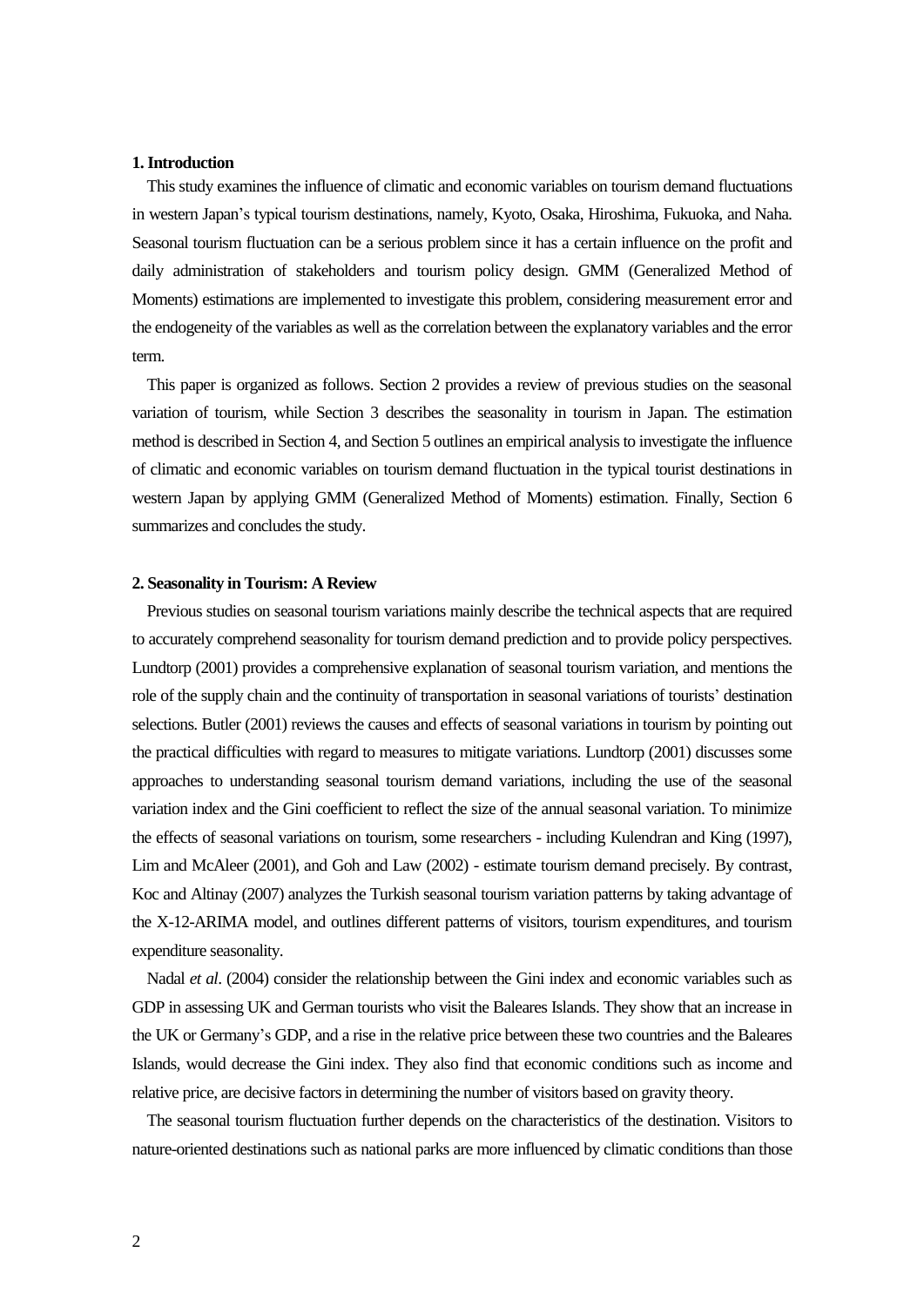## 1. Introduction

This study examines the influence of climatic and economic variables on tourism demand fluctuations in western Japan's typical tourism destinations, namely, Kyoto, Osaka, Hiroshima, Fukuoka, and Naha. Seasonal tourism fluctuation can be a serious problem since it has a certain influence on the profit and daily administration of stakeholders and tourism policy design. GMM (Generalized Method of Moments) estimations are implemented to investigate this problem, considering measurement error and the endogeneity of the variables as well as the correlation between the explanatory variables and the error term.

This paper is organized as follows. Section 2 provides a review of previous studies on the seasonal variation of tourism, while Section 3 describes the seasonality in tourism in Japan. The estimation method is described in Section 4, and Section 5 outlines an empirical analysis to investigate the influence of climatic and economic variables on tourism demand fluctuation in the typical tourist destinations in western Japan by applying GMM (Generalized Method of Moments) estimation. Finally, Section 6 summarizes and concludes the study.

## 2. Seasonality in Tourism: A Review

Previous studies on seasonal tourism variations mainly describe the technical aspects that are required to accurately comprehend seasonality for tourism demand prediction and to provide policy perspectives. Lundtorp (2001) provides a comprehensive explanation of seasonal tourism variation, and mentions the role of the supply chain and the continuity of transportation in seasonal variations of tourists' destination selections. Butler (2001) reviews the causes and effects of seasonal variations in tourism by pointing out the practical difficulties with regard to measures to mitigate variations. Lundtorp (2001) discusses some approaches to understanding seasonal tourism demand variations, including the use of the seasonal variation index and the Gini coefficient to reflect the size of the annual seasonal variation. To minimize the effects of seasonal variations on tourism, some researchers - including Kulendran and King (1997), Lim and McAleer (2001), and Goh and Law (2002) - estimate tourism demand precisely. By contrast, Koc and Altinay (2007) analyzes the Turkish seasonal tourism variation patterns by taking advantage of the X-12-ARIMA model, and outlines different patterns of visitors, tourism expenditures, and tourism expenditure seasonality.

Nadal *et al*. (2004) consider the relationship between the Gini index and economic variables such as GDP in assessing UK and German tourists who visit the Baleares Islands. They show that an increase in the UK or Germany's GDP, and a rise in the relative price between these two countries and the Baleares Islands, would decrease the Gini index. They also find that economic conditions such as income and relative price, are decisive factors in determining the number of visitors based on gravity theory.

The seasonal tourism fluctuation further depends on the characteristics of the destination. Visitors to nature-oriented destinations such as national parks are more influenced by climatic conditions than those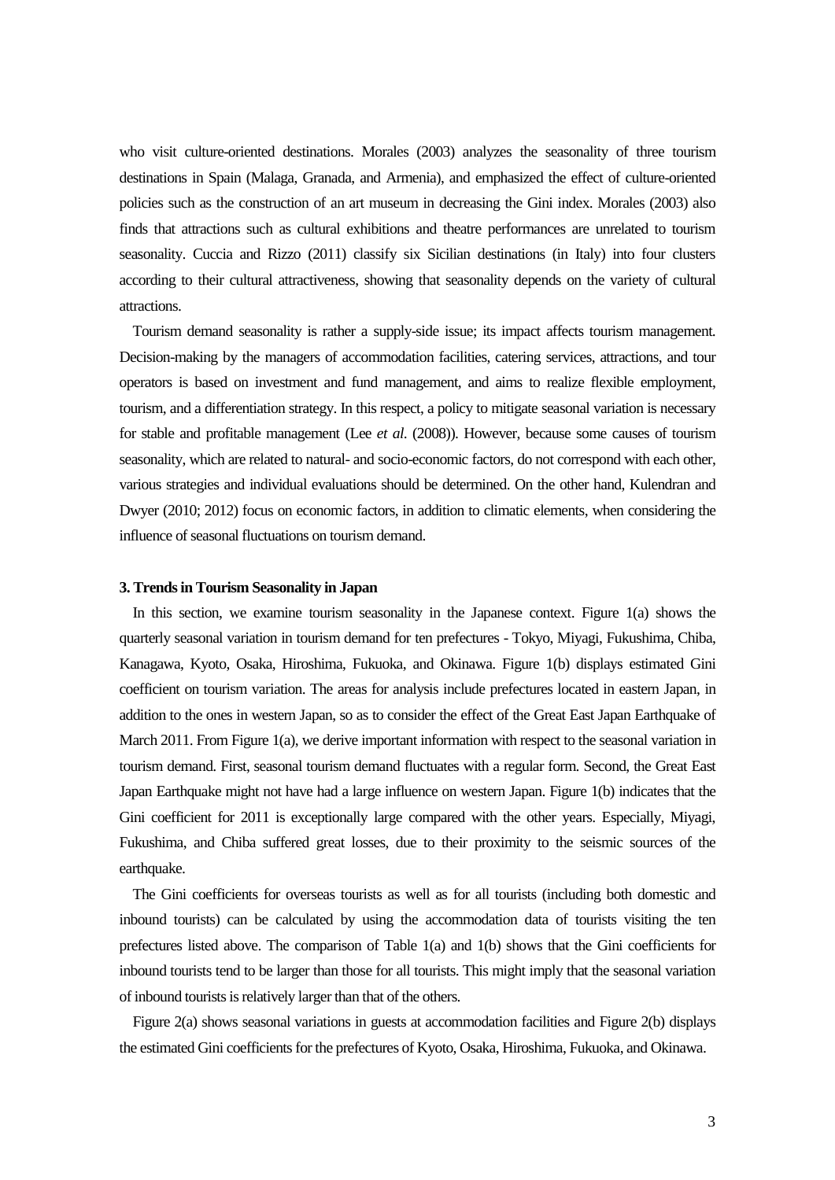who visit culture-oriented destinations. Morales (2003) analyzes the seasonality of three tourism destinations in Spain (Malaga, Granada, and Armenia), and emphasized the effect of culture-oriented policies such as the construction of an art museum in decreasing the Gini index. Morales (2003) also finds that attractions such as cultural exhibitions and theatre performances are unrelated to tourism seasonality. Cuccia and Rizzo (2011) classify six Sicilian destinations (in Italy) into four clusters according to their cultural attractiveness, showing that seasonality depends on the variety of cultural attractions.

Tourism demand seasonality is rather a supply-side issue; its impact affects tourism management. Decision-making by the managers of accommodation facilities, catering services, attractions, and tour operators is based on investment and fund management, and aims to realize flexible employment, tourism, and a differentiation strategy. In this respect, a policy to mitigate seasonal variation is necessary for stable and profitable management (Lee *et al*. (2008)). However, because some causes of tourism seasonality, which are related to natural- and socio-economic factors, do not correspond with each other, various strategies and individual evaluations should be determined. On the other hand, Kulendran and Dwyer (2010; 2012) focus on economic factors, in addition to climatic elements, when considering the influence of seasonal fluctuations on tourism demand.

### 3. Trends in Tourism Seasonality in Japan

In this section, we examine tourism seasonality in the Japanese context. Figure 1(a) shows the quarterly seasonal variation in tourism demand for ten prefectures - Tokyo, Miyagi, Fukushima, Chiba, Kanagawa, Kyoto, Osaka, Hiroshima, Fukuoka, and Okinawa. Figure 1(b) displays estimated Gini coefficient on tourism variation. The areas for analysis include prefectures located in eastern Japan, in addition to the ones in western Japan, so as to consider the effect of the Great East Japan Earthquake of March 2011. From Figure 1(a), we derive important information with respect to the seasonal variation in tourism demand. First, seasonal tourism demand fluctuates with a regular form. Second, the Great East Japan Earthquake might not have had a large influence on western Japan. Figure 1(b) indicates that the Gini coefficient for 2011 is exceptionally large compared with the other years. Especially, Miyagi, Fukushima, and Chiba suffered great losses, due to their proximity to the seismic sources of the earthquake.

The Gini coefficients for overseas tourists as well as for all tourists (including both domestic and inbound tourists) can be calculated by using the accommodation data of tourists visiting the ten prefectures listed above. The comparison of Table 1(a) and 1(b) shows that the Gini coefficients for inbound tourists tend to be larger than those for all tourists. This might imply that the seasonal variation of inbound tourists is relatively larger than that of the others.

Figure 2(a) shows seasonal variations in guests at accommodation facilities and Figure 2(b) displays the estimated Gini coefficients for the prefectures of Kyoto, Osaka, Hiroshima, Fukuoka, and Okinawa.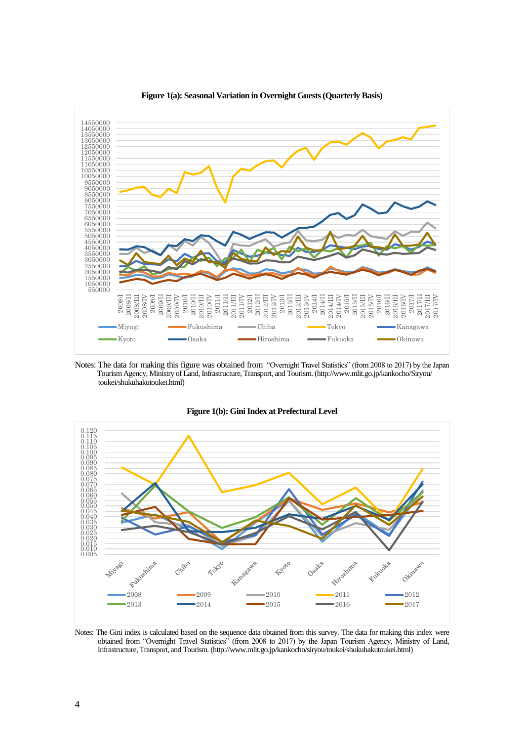**Figure 1(a): Seasonal Variation in Overnight Guests (Quarterly Basis)**

Notes: The data for making this figure was obtained from "Overnight Travel Statistics" (from 2008 to 2017) by the Japan Tourism Agency, Ministry of Land, Infrastructure, Transport, and Tourism. (http://www.mlit.go.jp/kankocho/Siryou/toukei/shukuhakutoukei.html)

**Figure 1(b): Gini Index at Prefectural Level**

Notes: The Gini index is calculated based on the sequence data obtained from this survey. The data for making this index were obtained from "Overnight Travel Statistics" (from 2008 to 2017) by the Japan Tourism Agency, Ministry of Land, Infrastructure, Transport, and Tourism. (http://www.mlit.go.jp/kankocho/siryou/toukei/shukuhakutoukei.html)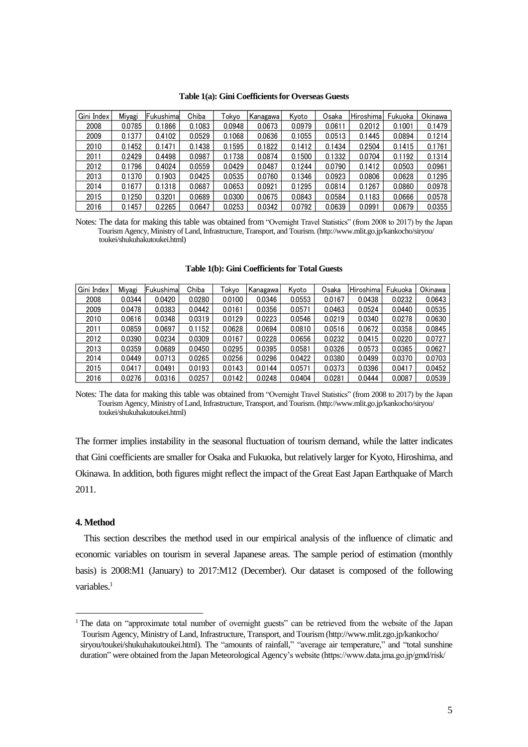**Table 1(a): Gini Coefficients for Overseas Guests**

| Gini Index | Miyagi | Fukushima | Chiba | Tokyo | Kanagawa | Kyoto | Osaka | Hiroshima | Fukuoka | Okinawa |
|---|---|---|---|---|---|---|---|---|---|---|
| 2008 | 0.0785 | 0.1866 | 0.1083 | 0.0948 | 0.0673 | 0.0979 | 0.0611 | 0.2012 | 0.1001 | 0.1479 |
| 2009 | 0.1377 | 0.4102 | 0.0529 | 0.1068 | 0.0636 | 0.1055 | 0.0513 | 0.1445 | 0.0894 | 0.1214 |
| 2010 | 0.1452 | 0.1471 | 0.1438 | 0.1595 | 0.1822 | 0.1412 | 0.1434 | 0.2504 | 0.1415 | 0.1761 |
| 2011 | 0.2429 | 0.4498 | 0.0987 | 0.1738 | 0.0874 | 0.1500 | 0.1332 | 0.0704 | 0.1192 | 0.1314 |
| 2012 | 0.1796 | 0.4024 | 0.0559 | 0.0429 | 0.0487 | 0.1244 | 0.0790 | 0.1412 | 0.0503 | 0.0961 |
| 2013 | 0.1370 | 0.1903 | 0.0425 | 0.0535 | 0.0760 | 0.1346 | 0.0923 | 0.0806 | 0.0628 | 0.1295 |
| 2014 | 0.1677 | 0.1318 | 0.0687 | 0.0653 | 0.0921 | 0.1295 | 0.0814 | 0.1267 | 0.0860 | 0.0978 |
| 2015 | 0.1250 | 0.3201 | 0.0689 | 0.0300 | 0.0675 | 0.0843 | 0.0584 | 0.1183 | 0.0666 | 0.0578 |
| 2016 | 0.1457 | 0.2265 | 0.0647 | 0.0253 | 0.0342 | 0.0792 | 0.0639 | 0.0991 | 0.0679 | 0.0355 |

Notes: The data for making this table was obtained from "Overnight Travel Statistics" (from 2008 to 2017) by the Japan Tourism Agency, Ministry of Land, Infrastructure, Transport, and Tourism. (http://www.mlit.go.jp/kankocho/siryou/toukei/shukuhakutoukei.html)

**Table 1(b): Gini Coefficients for Total Guests**

| Gini Index | Miyagi | Fukushima | Chiba | Tokyo | Kanagawa | Kyoto | Osaka | Hiroshima | Fukuoka | Okinawa |
|---|---|---|---|---|---|---|---|---|---|---|
| 2008 | 0.0344 | 0.0420 | 0.0280 | 0.0100 | 0.0346 | 0.0553 | 0.0167 | 0.0438 | 0.0232 | 0.0643 |
| 2009 | 0.0478 | 0.0383 | 0.0442 | 0.0161 | 0.0356 | 0.0571 | 0.0463 | 0.0524 | 0.0440 | 0.0535 |
| 2010 | 0.0616 | 0.0348 | 0.0319 | 0.0129 | 0.0223 | 0.0546 | 0.0219 | 0.0340 | 0.0278 | 0.0630 |
| 2011 | 0.0859 | 0.0697 | 0.1152 | 0.0628 | 0.0694 | 0.0810 | 0.0516 | 0.0672 | 0.0358 | 0.0845 |
| 2012 | 0.0390 | 0.0234 | 0.0309 | 0.0167 | 0.0228 | 0.0656 | 0.0232 | 0.0415 | 0.0220 | 0.0727 |
| 2013 | 0.0359 | 0.0689 | 0.0450 | 0.0295 | 0.0395 | 0.0581 | 0.0326 | 0.0573 | 0.0365 | 0.0627 |
| 2014 | 0.0449 | 0.0713 | 0.0265 | 0.0256 | 0.0296 | 0.0422 | 0.0380 | 0.0499 | 0.0370 | 0.0703 |
| 2015 | 0.0417 | 0.0491 | 0.0193 | 0.0143 | 0.0144 | 0.0571 | 0.0373 | 0.0396 | 0.0417 | 0.0452 |
| 2016 | 0.0276 | 0.0316 | 0.0257 | 0.0142 | 0.0248 | 0.0404 | 0.0281 | 0.0444 | 0.0087 | 0.0539 |

Notes: The data for making this table was obtained from "Overnight Travel Statistics" (from 2008 to 2017) by the Japan Tourism Agency, Ministry of Land, Infrastructure, Transport, and Tourism. (http://www.mlit.go.jp/kankocho/siryou/toukei/shukuhakutoukei.html)

The former implies instability in the seasonal fluctuation of tourism demand, while the latter indicates that Gini coefficients are smaller for Osaka and Fukuoka, but relatively larger for Kyoto, Hiroshima, and Okinawa. In addition, both figures might reflect the impact of the Great East Japan Earthquake of March 2011.

## 4. Method

This section describes the method used in our empirical analysis of the influence of climatic and economic variables on tourism in several Japanese areas. The sample period of estimation (monthly basis) is 2008:M1 (January) to 2017:M12 (December). Our dataset is composed of the following variables.[1]

[1] The data on "approximate total number of overnight guests" can be retrieved from the website of the Japan Tourism Agency, Ministry of Land, Infrastructure, Transport, and Tourism (http://www.mlit.zgo.jp/kankocho/siryou/toukei/shukuhakutoukei.html). The "amounts of rainfall," "average air temperature," and "total sunshine duration" were obtained from the Japan Meteorological Agency's website (https://www.data.jma.go.jp/gmd/risk/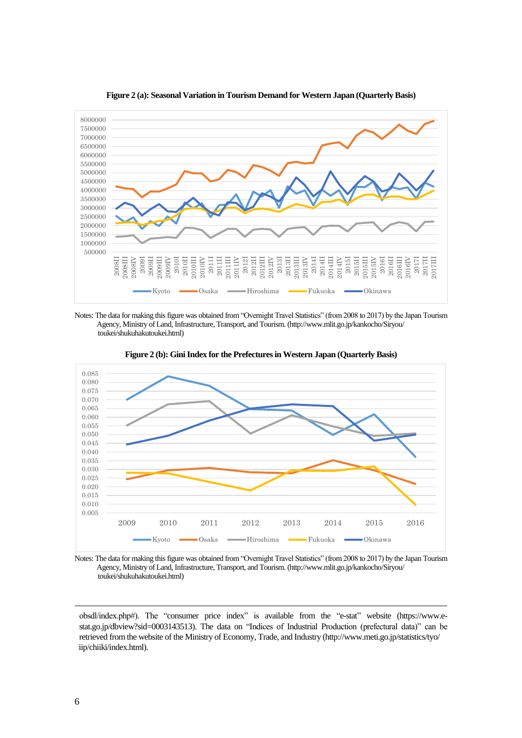**Figure 2 (a): Seasonal Variation in Tourism Demand for Western Japan (Quarterly Basis)**

Notes: The data for making this figure was obtained from "Overnight Travel Statistics" (from 2008 to 2017) by the Japan Tourism Agency, Ministry of Land, Infrastructure, Transport, and Tourism. (http://www.mlit.go.jp/kankocho/Siryou/toukei/shukuhakutoukei.html)

**Figure 2 (b): Gini Index for the Prefectures in Western Japan (Quarterly Basis)**

Notes: The data for making this figure was obtained from "Overnight Travel Statistics" (from 2008 to 2017) by the Japan Tourism Agency, Ministry of Land, Infrastructure, Transport, and Tourism. (http://www.mlit.go.jp/kankocho/Siryou/toukei/shukuhakutoukei.html)

---

obsdl/index.php#). The "consumer price index" is available from the "e-stat" website (https://www.e-stat.go.jp/dbview?sid=0003143513). The data on "Indices of Industrial Production (prefectural data)" can be retrieved from the website of the Ministry of Economy, Trade, and Industry (http://www.meti.go.jp/statistics/tyo/iip/chiiki/index.html).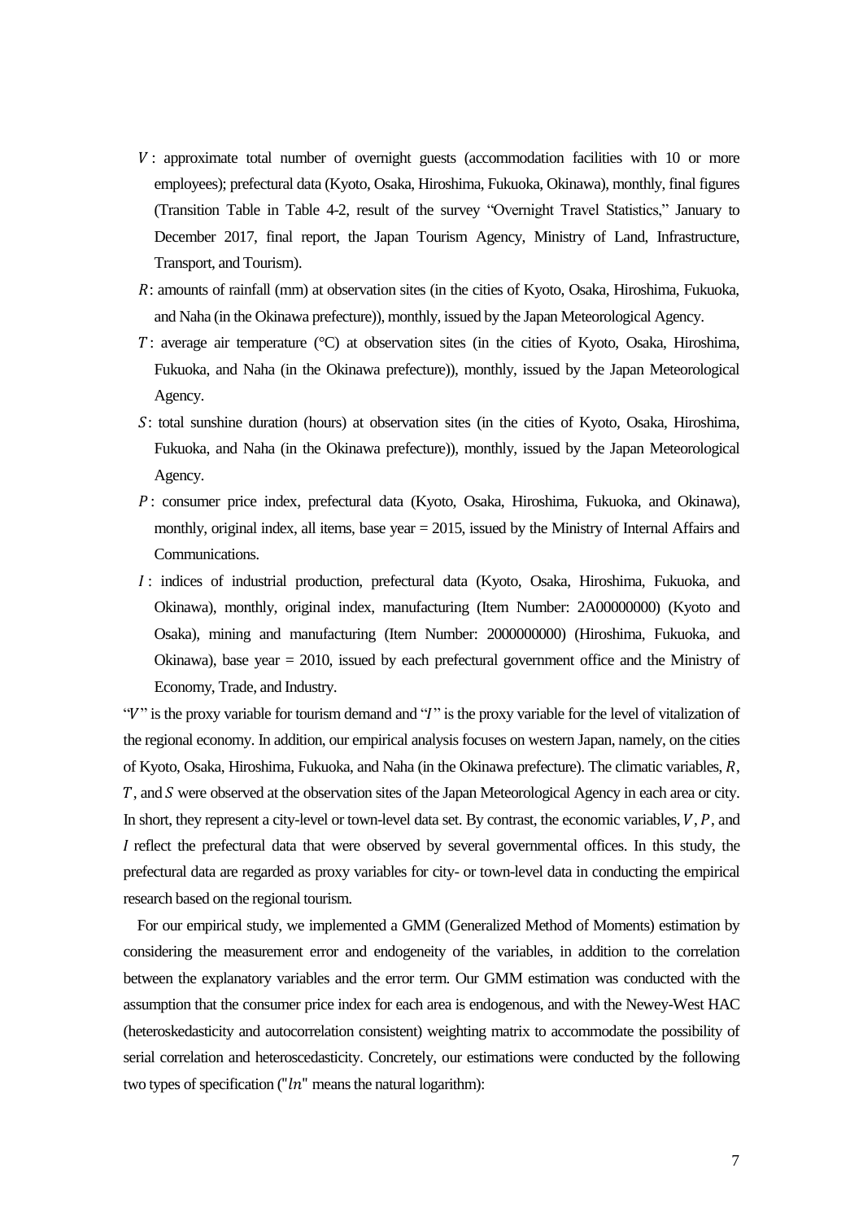- $V$: approximate total number of overnight guests (accommodation facilities with 10 or more employees); prefectural data (Kyoto, Osaka, Hiroshima, Fukuoka, Okinawa), monthly, final figures (Transition Table in Table 4-2, result of the survey "Overnight Travel Statistics," January to December 2017, final report, the Japan Tourism Agency, Ministry of Land, Infrastructure, Transport, and Tourism).
- $R$: amounts of rainfall (mm) at observation sites (in the cities of Kyoto, Osaka, Hiroshima, Fukuoka, and Naha (in the Okinawa prefecture)), monthly, issued by the Japan Meteorological Agency.
- $T$: average air temperature (°C) at observation sites (in the cities of Kyoto, Osaka, Hiroshima, Fukuoka, and Naha (in the Okinawa prefecture)), monthly, issued by the Japan Meteorological Agency.
- $S$: total sunshine duration (hours) at observation sites (in the cities of Kyoto, Osaka, Hiroshima, Fukuoka, and Naha (in the Okinawa prefecture)), monthly, issued by the Japan Meteorological Agency.
- $P$: consumer price index, prefectural data (Kyoto, Osaka, Hiroshima, Fukuoka, and Okinawa), monthly, original index, all items, base year = 2015, issued by the Ministry of Internal Affairs and Communications.
- $I$: indices of industrial production, prefectural data (Kyoto, Osaka, Hiroshima, Fukuoka, and Okinawa), monthly, original index, manufacturing (Item Number: 2A00000000) (Kyoto and Osaka), mining and manufacturing (Item Number: 2000000000) (Hiroshima, Fukuoka, and Okinawa), base year = 2010, issued by each prefectural government office and the Ministry of Economy, Trade, and Industry.

"$V$" is the proxy variable for tourism demand and "$I$" is the proxy variable for the level of vitalization of the regional economy. In addition, our empirical analysis focuses on western Japan, namely, on the cities of Kyoto, Osaka, Hiroshima, Fukuoka, and Naha (in the Okinawa prefecture). The climatic variables, $R$, $T$, and $S$ were observed at the observation sites of the Japan Meteorological Agency in each area or city. In short, they represent a city-level or town-level data set. By contrast, the economic variables, $V$, $P$, and $I$ reflect the prefectural data that were observed by several governmental offices. In this study, the prefectural data are regarded as proxy variables for city- or town-level data in conducting the empirical research based on the regional tourism.

For our empirical study, we implemented a GMM (Generalized Method of Moments) estimation by considering the measurement error and endogeneity of the variables, in addition to the correlation between the explanatory variables and the error term. Our GMM estimation was conducted with the assumption that the consumer price index for each area is endogenous, and with the Newey-West HAC (heteroskedasticity and autocorrelation consistent) weighting matrix to accommodate the possibility of serial correlation and heteroscedasticity. Concretely, our estimations were conducted by the following two types of specification ("$ln$" means the natural logarithm):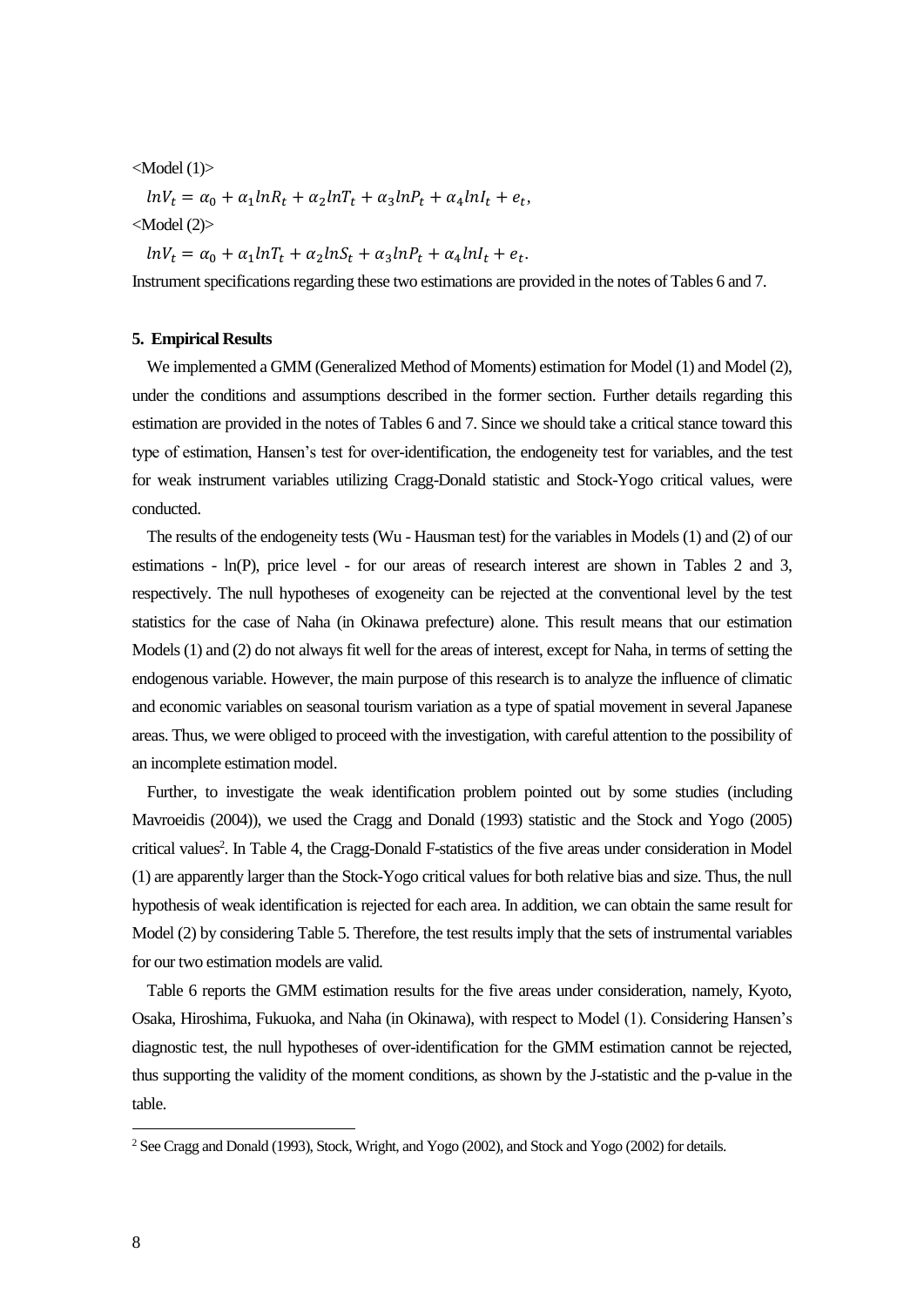<Model (1)>

$$lnV_t = \alpha_0 + \alpha_1 lnR_t + \alpha_2 lnT_t + \alpha_3 lnP_t + \alpha_4 lnI_t + e_t,$$

<Model (2)>

$$lnV_t = \alpha_0 + \alpha_1 lnT_t + \alpha_2 lnS_t + \alpha_3 lnP_t + \alpha_4 lnI_t + e_t.$$

Instrument specifications regarding these two estimations are provided in the notes of Tables 6 and 7.

### 5. Empirical Results

We implemented a GMM (Generalized Method of Moments) estimation for Model (1) and Model (2), under the conditions and assumptions described in the former section. Further details regarding this estimation are provided in the notes of Tables 6 and 7. Since we should take a critical stance toward this type of estimation, Hansen's test for over-identification, the endogeneity test for variables, and the test for weak instrument variables utilizing Cragg-Donald statistic and Stock-Yogo critical values, were conducted.

The results of the endogeneity tests (Wu - Hausman test) for the variables in Models (1) and (2) of our estimations - ln(P), price level - for our areas of research interest are shown in Tables 2 and 3, respectively. The null hypotheses of exogeneity can be rejected at the conventional level by the test statistics for the case of Naha (in Okinawa prefecture) alone. This result means that our estimation Models (1) and (2) do not always fit well for the areas of interest, except for Naha, in terms of setting the endogenous variable. However, the main purpose of this research is to analyze the influence of climatic and economic variables on seasonal tourism variation as a type of spatial movement in several Japanese areas. Thus, we were obliged to proceed with the investigation, with careful attention to the possibility of an incomplete estimation model.

Further, to investigate the weak identification problem pointed out by some studies (including Mavroeidis (2004)), we used the Cragg and Donald (1993) statistic and the Stock and Yogo (2005) critical values[2]. In Table 4, the Cragg-Donald F-statistics of the five areas under consideration in Model (1) are apparently larger than the Stock-Yogo critical values for both relative bias and size. Thus, the null hypothesis of weak identification is rejected for each area. In addition, we can obtain the same result for Model (2) by considering Table 5. Therefore, the test results imply that the sets of instrumental variables for our two estimation models are valid.

Table 6 reports the GMM estimation results for the five areas under consideration, namely, Kyoto, Osaka, Hiroshima, Fukuoka, and Naha (in Okinawa), with respect to Model (1). Considering Hansen's diagnostic test, the null hypotheses of over-identification for the GMM estimation cannot be rejected, thus supporting the validity of the moment conditions, as shown by the J-statistic and the p-value in the table.

---

[2] See Cragg and Donald (1993), Stock, Wright, and Yogo (2002), and Stock and Yogo (2002) for details.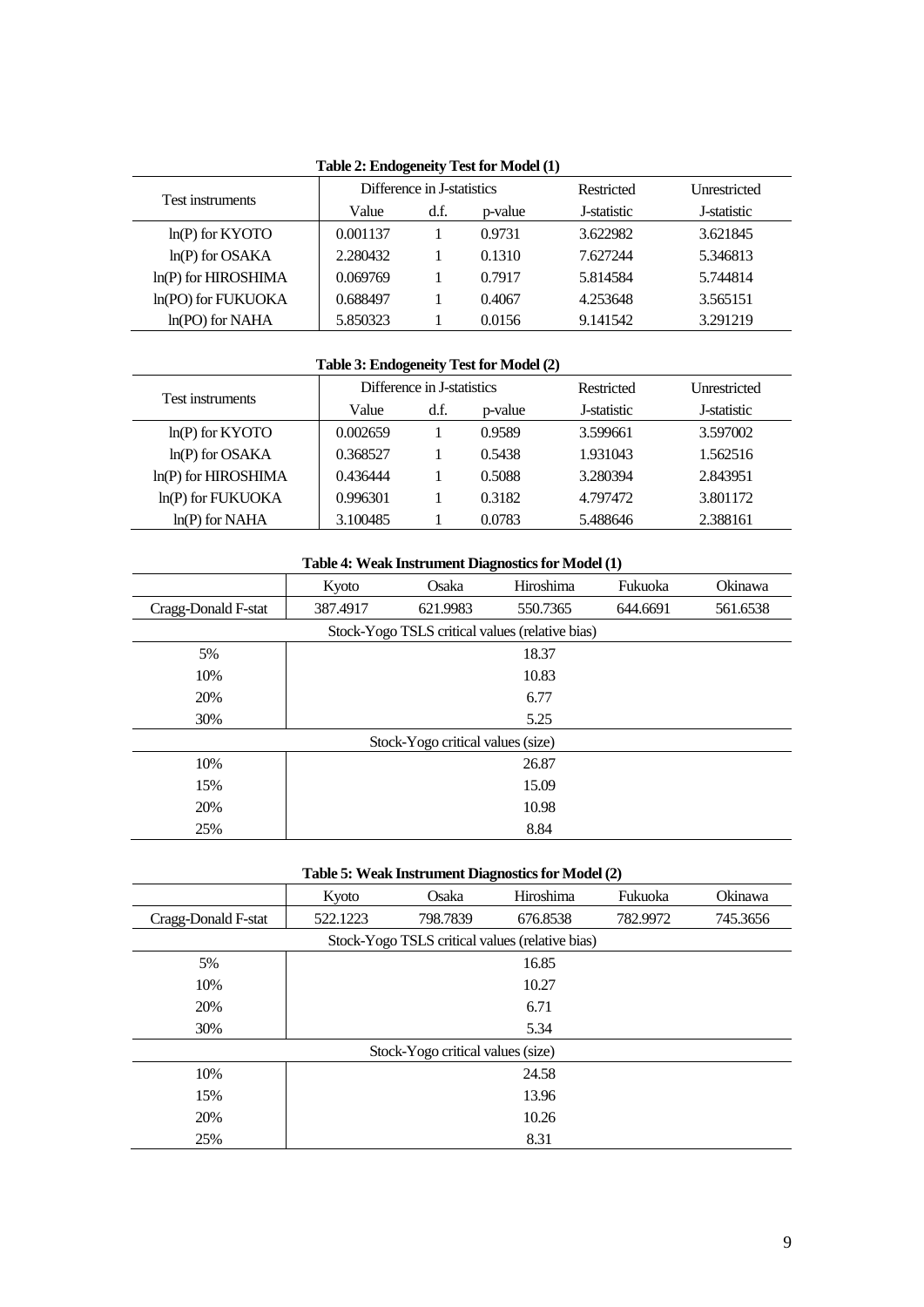**Table 2: Endogeneity Test for Model (1)**

| Test instruments | Difference in J-statistics | | | Restricted | Unrestricted |
|---|---|---|---|---|---|
| | Value | d.f. | p-value | J-statistic | J-statistic |
| ln(P) for KYOTO | 0.001137 | 1 | 0.9731 | 3.622982 | 3.621845 |
| ln(P) for OSAKA | 2.280432 | 1 | 0.1310 | 7.627244 | 5.346813 |
| ln(P) for HIROSHIMA | 0.069769 | 1 | 0.7917 | 5.814584 | 5.744814 |
| ln(PO) for FUKUOKA | 0.688497 | 1 | 0.4067 | 4.253648 | 3.565151 |
| ln(PO) for NAHA | 5.850323 | 1 | 0.0156 | 9.141542 | 3.291219 |

**Table 3: Endogeneity Test for Model (2)**

| Test instruments | Difference in J-statistics | | | Restricted | Unrestricted |
|---|---|---|---|---|---|
| | Value | d.f. | p-value | J-statistic | J-statistic |
| ln(P) for KYOTO | 0.002659 | 1 | 0.9589 | 3.599661 | 3.597002 |
| ln(P) for OSAKA | 0.368527 | 1 | 0.5438 | 1.931043 | 1.562516 |
| ln(P) for HIROSHIMA | 0.436444 | 1 | 0.5088 | 3.280394 | 2.843951 |
| ln(P) for FUKUOKA | 0.996301 | 1 | 0.3182 | 4.797472 | 3.801172 |
| ln(P) for NAHA | 3.100485 | 1 | 0.0783 | 5.488646 | 2.388161 |

**Table 4: Weak Instrument Diagnostics for Model (1)**

| | Kyoto | Osaka | Hiroshima | Fukuoka | Okinawa |
|---|---|---|---|---|---|
| Cragg-Donald F-stat | 387.4917 | 621.9983 | 550.7365 | 644.6691 | 561.6538 |
| Stock-Yogo TSLS critical values (relative bias) | | | | | |
| 5% | 18.37 | | | | |
| 10% | 10.83 | | | | |
| 20% | 6.77 | | | | |
| 30% | 5.25 | | | | |
| Stock-Yogo critical values (size) | | | | | |
| 10% | 26.87 | | | | |
| 15% | 15.09 | | | | |
| 20% | 10.98 | | | | |
| 25% | 8.84 | | | | |

**Table 5: Weak Instrument Diagnostics for Model (2)**

| | Kyoto | Osaka | Hiroshima | Fukuoka | Okinawa |
|---|---|---|---|---|---|
| Cragg-Donald F-stat | 522.1223 | 798.7839 | 676.8538 | 782.9972 | 745.3656 |
| Stock-Yogo TSLS critical values (relative bias) | | | | | |
| 5% | 16.85 | | | | |
| 10% | 10.27 | | | | |
| 20% | 6.71 | | | | |
| 30% | 5.34 | | | | |
| Stock-Yogo critical values (size) | | | | | |
| 10% | 24.58 | | | | |
| 15% | 13.96 | | | | |
| 20% | 10.26 | | | | |
| 25% | 8.31 | | | | |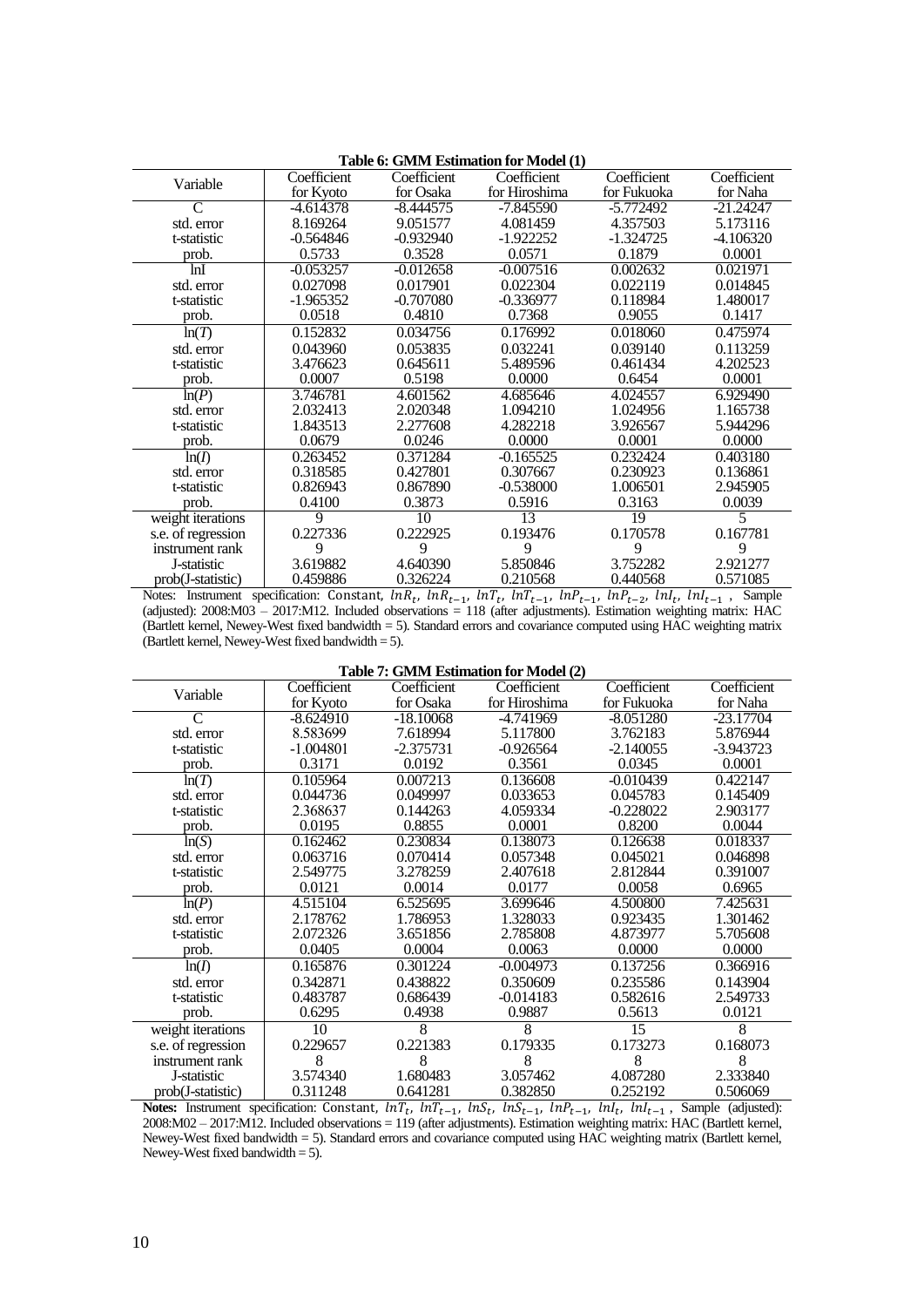**Table 6: GMM Estimation for Model (1)**

| Variable | Coefficient for Kyoto | Coefficient for Osaka | Coefficient for Hiroshima | Coefficient for Fukuoka | Coefficient for Naha |
|---|---|---|---|---|---|
| C | -4.614378 | -8.444575 | -7.845590 | -5.772492 | -21.24247 |
| std. error | 8.169264 | 9.051577 | 4.081459 | 4.357503 | 5.173116 |
| t-statistic | -0.564846 | -0.932940 | -1.922252 | -1.324725 | -4.106320 |
| prob. | 0.5733 | 0.3528 | 0.0571 | 0.1879 | 0.0001 |
| lnI | -0.053257 | -0.012658 | -0.007516 | 0.002632 | 0.021971 |
| std. error | 0.027098 | 0.017901 | 0.022304 | 0.022119 | 0.014845 |
| t-statistic | -1.965352 | -0.707080 | -0.336977 | 0.118984 | 1.480017 |
| prob. | 0.0518 | 0.4810 | 0.7368 | 0.9055 | 0.1417 |
| ln($T$) | 0.152832 | 0.034756 | 0.176992 | 0.018060 | 0.475974 |
| std. error | 0.043960 | 0.053835 | 0.032241 | 0.039140 | 0.113259 |
| t-statistic | 3.476623 | 0.645611 | 5.489596 | 0.461434 | 4.202523 |
| prob. | 0.0007 | 0.5198 | 0.0000 | 0.6454 | 0.0001 |
| ln($P$) | 3.746781 | 4.601562 | 4.685646 | 4.024557 | 6.929490 |
| std. error | 2.032413 | 2.020348 | 1.094210 | 1.024956 | 1.165738 |
| t-statistic | 1.843513 | 2.277608 | 4.282218 | 3.926567 | 5.944296 |
| prob. | 0.0679 | 0.0246 | 0.0000 | 0.0001 | 0.0000 |
| ln($I$) | 0.263452 | 0.371284 | -0.165525 | 0.232424 | 0.403180 |
| std. error | 0.318585 | 0.427801 | 0.307667 | 0.230923 | 0.136861 |
| t-statistic | 0.826943 | 0.867890 | -0.538000 | 1.006501 | 2.945905 |
| prob. | 0.4100 | 0.3873 | 0.5916 | 0.3163 | 0.0039 |
| weight iterations | 9 | 10 | 13 | 19 | 5 |
| s.e. of regression | 0.227336 | 0.222925 | 0.193476 | 0.170578 | 0.167781 |
| instrument rank | 9 | 9 | 9 | 9 | 9 |
| J-statistic | 3.619882 | 4.640390 | 5.850846 | 3.752282 | 2.921277 |
| prob(J-statistic) | 0.459886 | 0.326224 | 0.210568 | 0.440568 | 0.571085 |

Notes: Instrument specification: Constant, $lnR_t$, $lnR_{t-1}$, $lnT_t$, $lnT_{t-1}$, $lnP_{t-1}$, $lnP_{t-2}$, $lnI_t$, $lnI_{t-1}$ , Sample (adjusted): 2008:M03 – 2017:M12. Included observations = 118 (after adjustments). Estimation weighting matrix: HAC (Bartlett kernel, Newey-West fixed bandwidth = 5). Standard errors and covariance computed using HAC weighting matrix (Bartlett kernel, Newey-West fixed bandwidth = 5).

**Table 7: GMM Estimation for Model (2)**

| Variable | Coefficient for Kyoto | Coefficient for Osaka | Coefficient for Hiroshima | Coefficient for Fukuoka | Coefficient for Naha |
|---|---|---|---|---|---|
| C | -8.624910 | -18.10068 | -4.741969 | -8.051280 | -23.17704 |
| std. error | 8.583699 | 7.618994 | 5.117800 | 3.762183 | 5.876944 |
| t-statistic | -1.004801 | -2.375731 | -0.926564 | -2.140055 | -3.943723 |
| prob. | 0.3171 | 0.0192 | 0.3561 | 0.0345 | 0.0001 |
| ln($T$) | 0.105964 | 0.007213 | 0.136608 | -0.010439 | 0.422147 |
| std. error | 0.044736 | 0.049997 | 0.033653 | 0.045783 | 0.145409 |
| t-statistic | 2.368637 | 0.144263 | 4.059334 | -0.228022 | 2.903177 |
| prob. | 0.0195 | 0.8855 | 0.0001 | 0.8200 | 0.0044 |
| ln($S$) | 0.162462 | 0.230834 | 0.138073 | 0.126638 | 0.018337 |
| std. error | 0.063716 | 0.070414 | 0.057348 | 0.045021 | 0.046898 |
| t-statistic | 2.549775 | 3.278259 | 2.407618 | 2.812844 | 0.391007 |
| prob. | 0.0121 | 0.0014 | 0.0177 | 0.0058 | 0.6965 |
| ln($P$) | 4.515104 | 6.525695 | 3.699646 | 4.500800 | 7.425631 |
| std. error | 2.178762 | 1.786953 | 1.328033 | 0.923435 | 1.301462 |
| t-statistic | 2.072326 | 3.651856 | 2.785808 | 4.873977 | 5.705608 |
| prob. | 0.0405 | 0.0004 | 0.0063 | 0.0000 | 0.0000 |
| ln($I$) | 0.165876 | 0.301224 | -0.004973 | 0.137256 | 0.366916 |
| std. error | 0.342871 | 0.438822 | 0.350609 | 0.235586 | 0.143904 |
| t-statistic | 0.483787 | 0.686439 | -0.014183 | 0.582616 | 2.549733 |
| prob. | 0.6295 | 0.4938 | 0.9887 | 0.5613 | 0.0121 |
| weight iterations | 10 | 8 | 8 | 15 | 8 |
| s.e. of regression | 0.229657 | 0.221383 | 0.179335 | 0.173273 | 0.168073 |
| instrument rank | 8 | 8 | 8 | 8 | 8 |
| J-statistic | 3.574340 | 1.680483 | 3.057462 | 4.087280 | 2.333840 |
| prob(J-statistic) | 0.311248 | 0.641281 | 0.382850 | 0.252192 | 0.506069 |

**Notes:** Instrument specification: Constant, $lnT_t$, $lnT_{t-1}$, $lnS_t$, $lnS_{t-1}$, $lnP_{t-1}$, $lnI_t$, $lnI_{t-1}$ , Sample (adjusted): 2008:M02 – 2017:M12. Included observations = 119 (after adjustments). Estimation weighting matrix: HAC (Bartlett kernel, Newey-West fixed bandwidth = 5). Standard errors and covariance computed using HAC weighting matrix (Bartlett kernel, Newey-West fixed bandwidth = 5).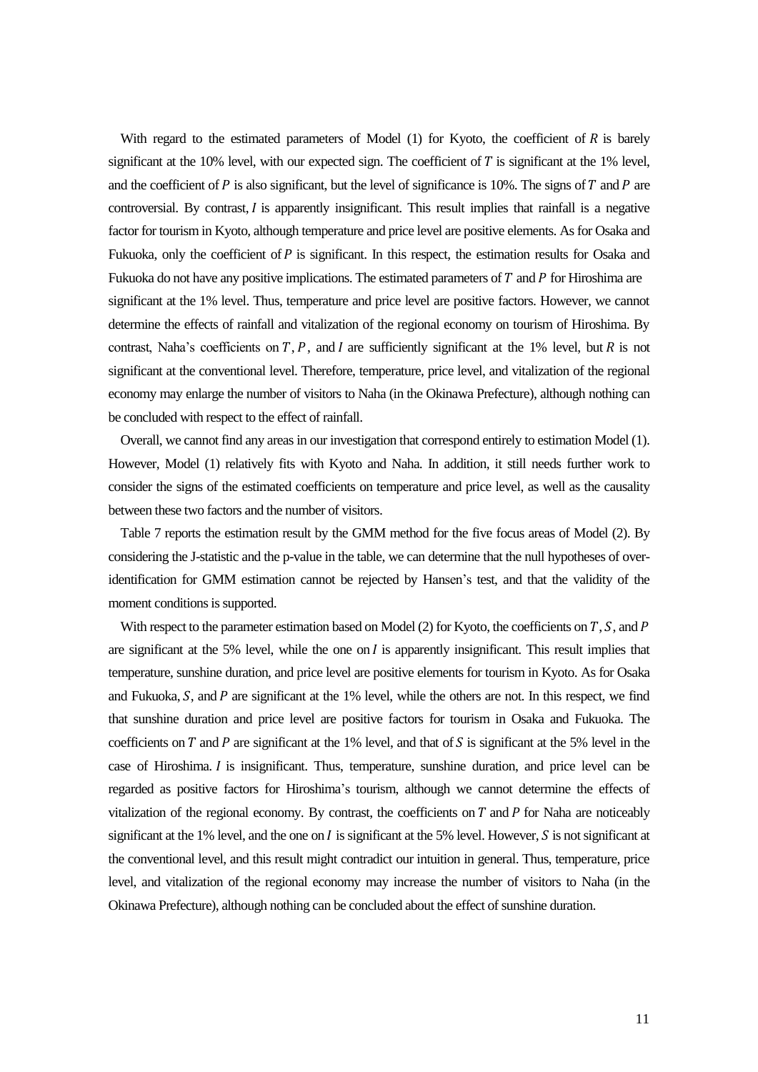With regard to the estimated parameters of Model (1) for Kyoto, the coefficient of $R$ is barely significant at the 10% level, with our expected sign. The coefficient of $T$ is significant at the 1% level, and the coefficient of $P$ is also significant, but the level of significance is 10%. The signs of $T$ and $P$ are controversial. By contrast, $I$ is apparently insignificant. This result implies that rainfall is a negative factor for tourism in Kyoto, although temperature and price level are positive elements. As for Osaka and Fukuoka, only the coefficient of $P$ is significant. In this respect, the estimation results for Osaka and Fukuoka do not have any positive implications. The estimated parameters of $T$ and $P$ for Hiroshima are significant at the 1% level. Thus, temperature and price level are positive factors. However, we cannot determine the effects of rainfall and vitalization of the regional economy on tourism of Hiroshima. By contrast, Naha's coefficients on $T$, $P$, and $I$ are sufficiently significant at the 1% level, but $R$ is not significant at the conventional level. Therefore, temperature, price level, and vitalization of the regional economy may enlarge the number of visitors to Naha (in the Okinawa Prefecture), although nothing can be concluded with respect to the effect of rainfall.

Overall, we cannot find any areas in our investigation that correspond entirely to estimation Model (1). However, Model (1) relatively fits with Kyoto and Naha. In addition, it still needs further work to consider the signs of the estimated coefficients on temperature and price level, as well as the causality between these two factors and the number of visitors.

Table 7 reports the estimation result by the GMM method for the five focus areas of Model (2). By considering the J-statistic and the p-value in the table, we can determine that the null hypotheses of over-identification for GMM estimation cannot be rejected by Hansen's test, and that the validity of the moment conditions is supported.

With respect to the parameter estimation based on Model (2) for Kyoto, the coefficients on $T$, $S$, and $P$ are significant at the 5% level, while the one on $I$ is apparently insignificant. This result implies that temperature, sunshine duration, and price level are positive elements for tourism in Kyoto. As for Osaka and Fukuoka, $S$, and $P$ are significant at the 1% level, while the others are not. In this respect, we find that sunshine duration and price level are positive factors for tourism in Osaka and Fukuoka. The coefficients on $T$ and $P$ are significant at the 1% level, and that of $S$ is significant at the 5% level in the case of Hiroshima. $I$ is insignificant. Thus, temperature, sunshine duration, and price level can be regarded as positive factors for Hiroshima's tourism, although we cannot determine the effects of vitalization of the regional economy. By contrast, the coefficients on $T$ and $P$ for Naha are noticeably significant at the 1% level, and the one on $I$ is significant at the 5% level. However, $S$ is not significant at the conventional level, and this result might contradict our intuition in general. Thus, temperature, price level, and vitalization of the regional economy may increase the number of visitors to Naha (in the Okinawa Prefecture), although nothing can be concluded about the effect of sunshine duration.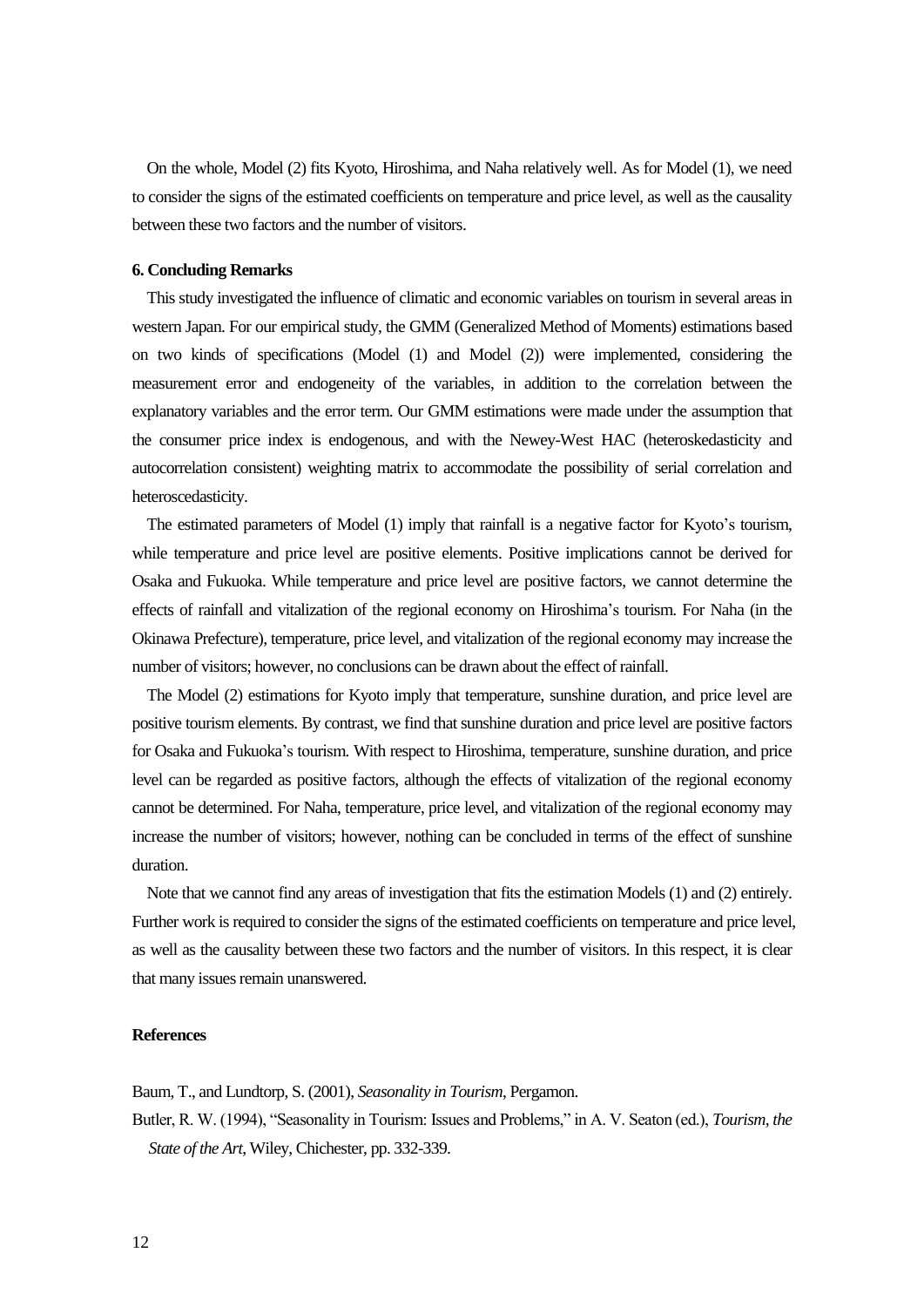On the whole, Model (2) fits Kyoto, Hiroshima, and Naha relatively well. As for Model (1), we need to consider the signs of the estimated coefficients on temperature and price level, as well as the causality between these two factors and the number of visitors.

### 6. Concluding Remarks

This study investigated the influence of climatic and economic variables on tourism in several areas in western Japan. For our empirical study, the GMM (Generalized Method of Moments) estimations based on two kinds of specifications (Model (1) and Model (2)) were implemented, considering the measurement error and endogeneity of the variables, in addition to the correlation between the explanatory variables and the error term. Our GMM estimations were made under the assumption that the consumer price index is endogenous, and with the Newey-West HAC (heteroskedasticity and autocorrelation consistent) weighting matrix to accommodate the possibility of serial correlation and heteroscedasticity.

The estimated parameters of Model (1) imply that rainfall is a negative factor for Kyoto's tourism, while temperature and price level are positive elements. Positive implications cannot be derived for Osaka and Fukuoka. While temperature and price level are positive factors, we cannot determine the effects of rainfall and vitalization of the regional economy on Hiroshima's tourism. For Naha (in the Okinawa Prefecture), temperature, price level, and vitalization of the regional economy may increase the number of visitors; however, no conclusions can be drawn about the effect of rainfall.

The Model (2) estimations for Kyoto imply that temperature, sunshine duration, and price level are positive tourism elements. By contrast, we find that sunshine duration and price level are positive factors for Osaka and Fukuoka's tourism. With respect to Hiroshima, temperature, sunshine duration, and price level can be regarded as positive factors, although the effects of vitalization of the regional economy cannot be determined. For Naha, temperature, price level, and vitalization of the regional economy may increase the number of visitors; however, nothing can be concluded in terms of the effect of sunshine duration.

Note that we cannot find any areas of investigation that fits the estimation Models (1) and (2) entirely. Further work is required to consider the signs of the estimated coefficients on temperature and price level, as well as the causality between these two factors and the number of visitors. In this respect, it is clear that many issues remain unanswered.

### References

Baum, T., and Lundtorp, S. (2001), *Seasonality in Tourism*, Pergamon.

Butler, R. W. (1994), "Seasonality in Tourism: Issues and Problems," in A. V. Seaton (ed.), *Tourism, the State of the Art*, Wiley, Chichester, pp. 332-339.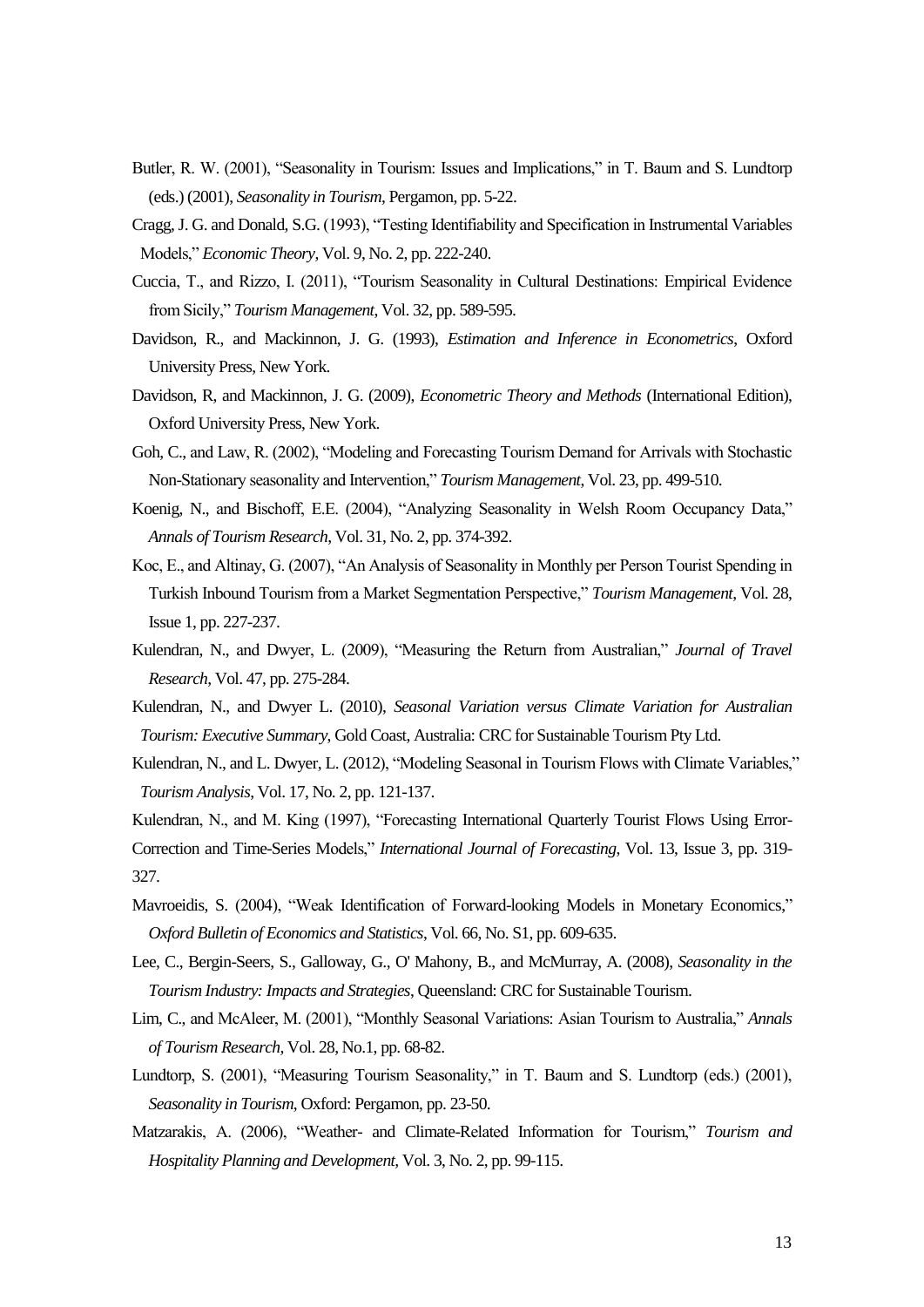Butler, R. W. (2001), "Seasonality in Tourism: Issues and Implications," in T. Baum and S. Lundtorp (eds.) (2001), *Seasonality in Tourism*, Pergamon, pp. 5-22.

Cragg, J. G. and Donald, S.G. (1993), "Testing Identifiability and Specification in Instrumental Variables Models," *Economic Theory*, Vol. 9, No. 2, pp. 222-240.

Cuccia, T., and Rizzo, I. (2011), "Tourism Seasonality in Cultural Destinations: Empirical Evidence from Sicily," *Tourism Management*, Vol. 32, pp. 589-595.

Davidson, R., and Mackinnon, J. G. (1993), *Estimation and Inference in Econometrics*, Oxford University Press, New York.

Davidson, R, and Mackinnon, J. G. (2009), *Econometric Theory and Methods* (International Edition), Oxford University Press, New York.

Goh, C., and Law, R. (2002), "Modeling and Forecasting Tourism Demand for Arrivals with Stochastic Non-Stationary seasonality and Intervention," *Tourism Management*, Vol. 23, pp. 499-510.

Koenig, N., and Bischoff, E.E. (2004), "Analyzing Seasonality in Welsh Room Occupancy Data," *Annals of Tourism Research*, Vol. 31, No. 2, pp. 374-392.

Koc, E., and Altinay, G. (2007), "An Analysis of Seasonality in Monthly per Person Tourist Spending in Turkish Inbound Tourism from a Market Segmentation Perspective," *Tourism Management*, Vol. 28, Issue 1, pp. 227-237.

Kulendran, N., and Dwyer, L. (2009), "Measuring the Return from Australian," *Journal of Travel Research*, Vol. 47, pp. 275-284.

Kulendran, N., and Dwyer L. (2010), *Seasonal Variation versus Climate Variation for Australian Tourism: Executive Summary*, Gold Coast, Australia: CRC for Sustainable Tourism Pty Ltd.

Kulendran, N., and L. Dwyer, L. (2012), "Modeling Seasonal in Tourism Flows with Climate Variables," *Tourism Analysis*, Vol. 17, No. 2, pp. 121-137.

Kulendran, N., and M. King (1997), "Forecasting International Quarterly Tourist Flows Using Error-Correction and Time-Series Models," *International Journal of Forecasting*, Vol. 13, Issue 3, pp. 319-327.

Mavroeidis, S. (2004), "Weak Identification of Forward-looking Models in Monetary Economics," *Oxford Bulletin of Economics and Statistics*, Vol. 66, No. S1, pp. 609-635.

Lee, C., Bergin-Seers, S., Galloway, G., O' Mahony, B., and McMurray, A. (2008), *Seasonality in the Tourism Industry: Impacts and Strategies*, Queensland: CRC for Sustainable Tourism.

Lim, C., and McAleer, M. (2001), "Monthly Seasonal Variations: Asian Tourism to Australia," *Annals of Tourism Research*, Vol. 28, No.1, pp. 68-82.

Lundtorp, S. (2001), "Measuring Tourism Seasonality," in T. Baum and S. Lundtorp (eds.) (2001), *Seasonality in Tourism*, Oxford: Pergamon, pp. 23-50.

Matzarakis, A. (2006), "Weather- and Climate-Related Information for Tourism," *Tourism and Hospitality Planning and Development*, Vol. 3, No. 2, pp. 99-115.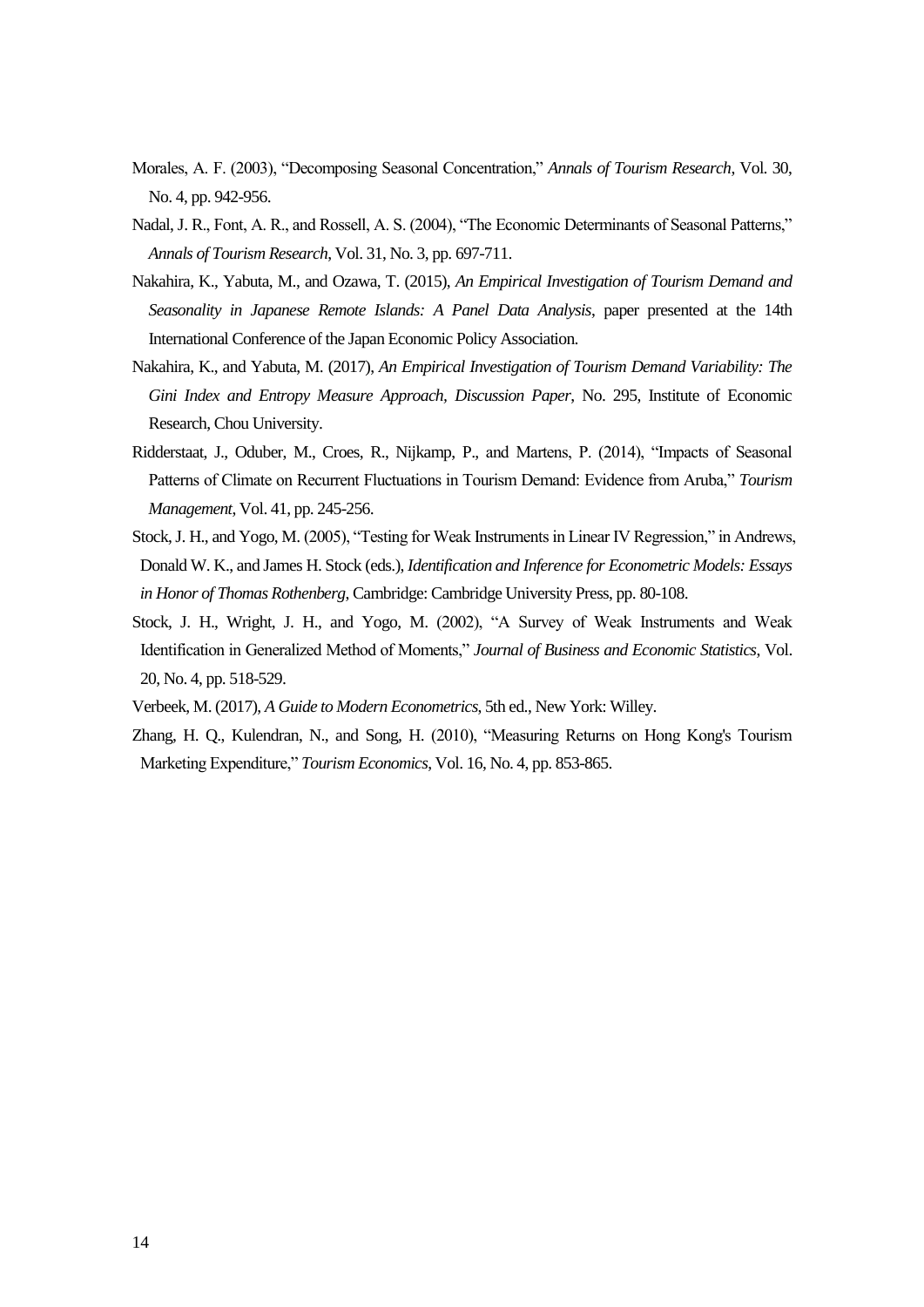Morales, A. F. (2003), "Decomposing Seasonal Concentration," *Annals of Tourism Research*, Vol. 30, No. 4, pp. 942-956.

Nadal, J. R., Font, A. R., and Rossell, A. S. (2004), "The Economic Determinants of Seasonal Patterns," *Annals of Tourism Research*, Vol. 31, No. 3, pp. 697-711.

Nakahira, K., Yabuta, M., and Ozawa, T. (2015), *An Empirical Investigation of Tourism Demand and Seasonality in Japanese Remote Islands: A Panel Data Analysis*, paper presented at the 14th International Conference of the Japan Economic Policy Association.

Nakahira, K., and Yabuta, M. (2017), *An Empirical Investigation of Tourism Demand Variability: The Gini Index and Entropy Measure Approach, Discussion Paper*, No. 295, Institute of Economic Research, Chou University.

Ridderstaat, J., Oduber, M., Croes, R., Nijkamp, P., and Martens, P. (2014), "Impacts of Seasonal Patterns of Climate on Recurrent Fluctuations in Tourism Demand: Evidence from Aruba," *Tourism Management*, Vol. 41, pp. 245-256.

Stock, J. H., and Yogo, M. (2005), "Testing for Weak Instruments in Linear IV Regression," in Andrews, Donald W. K., and James H. Stock (eds.), *Identification and Inference for Econometric Models: Essays in Honor of Thomas Rothenberg*, Cambridge: Cambridge University Press, pp. 80-108.

Stock, J. H., Wright, J. H., and Yogo, M. (2002), "A Survey of Weak Instruments and Weak Identification in Generalized Method of Moments," *Journal of Business and Economic Statistics*, Vol. 20, No. 4, pp. 518-529.

Verbeek, M. (2017), *A Guide to Modern Econometrics*, 5th ed., New York: Willey.

Zhang, H. Q., Kulendran, N., and Song, H. (2010), "Measuring Returns on Hong Kong's Tourism Marketing Expenditure," *Tourism Economics*, Vol. 16, No. 4, pp. 853-865.